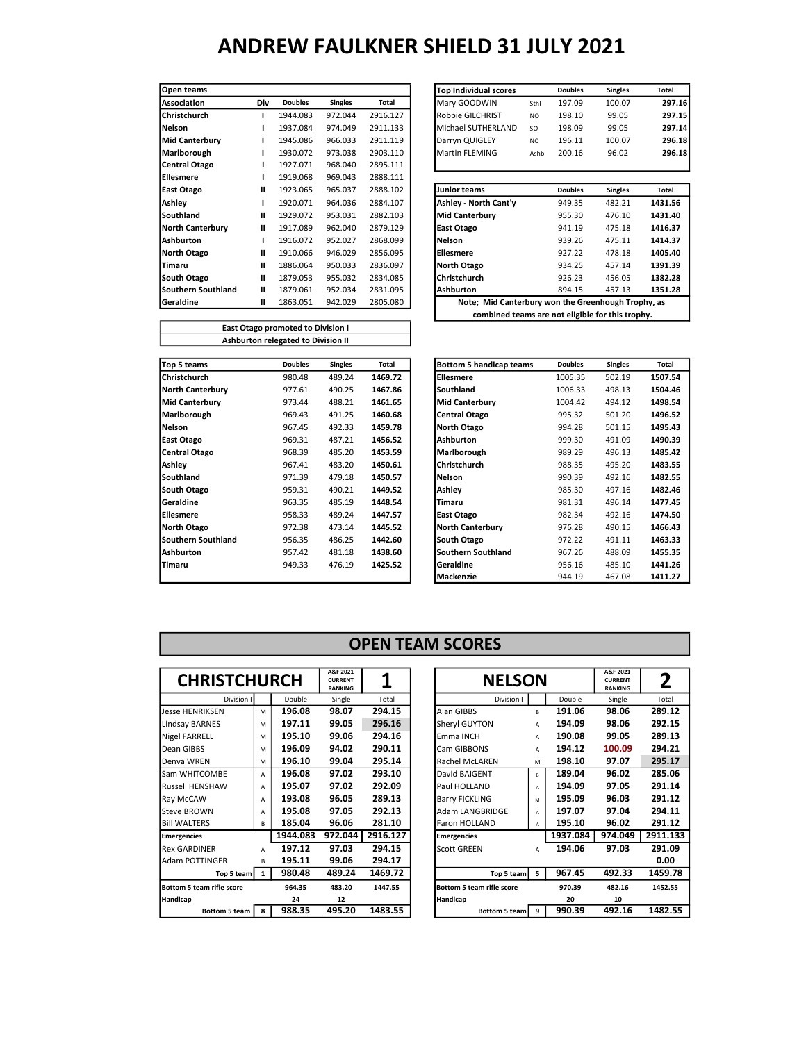# ANDREW FAULKNER SHIELD 31 JULY 2021

| Open teams | | | | |
|---|---|---|---|---|
| **Association** | **Div** | **Doubles** | **Singles** | **Total** |
| **Christchurch** | I | 1944.083 | 972.044 | 2916.127 |
| **Nelson** | I | 1937.084 | 974.049 | 2911.133 |
| **Mid Canterbury** | I | 1945.086 | 966.033 | 2911.119 |
| **Marlborough** | I | 1930.072 | 973.038 | 2903.110 |
| **Central Otago** | I | 1927.071 | 968.040 | 2895.111 |
| **Ellesmere** | I | 1919.068 | 969.043 | 2888.111 |
| **East Otago** | II | 1923.065 | 965.037 | 2888.102 |
| **Ashley** | I | 1920.071 | 964.036 | 2884.107 |
| **Southland** | II | 1929.072 | 953.031 | 2882.103 |
| **North Canterbury** | II | 1917.089 | 962.040 | 2879.129 |
| **Ashburton** | I | 1916.072 | 952.027 | 2868.099 |
| **North Otago** | II | 1910.066 | 946.029 | 2856.095 |
| **Timaru** | II | 1886.064 | 950.033 | 2836.097 |
| **South Otago** | II | 1879.053 | 955.032 | 2834.085 |
| **Southern Southland** | II | 1879.061 | 952.034 | 2831.095 |
| **Geraldine** | II | 1863.051 | 942.029 | 2805.080 |

**East Otago promoted to Division I**

**Ashburton relegated to Division II**

| Top Individual scores | | Doubles | Singles | Total |
|---|---|---|---|---|
| Mary GOODWIN | Sthl | 197.09 | 100.07 | **297.16** |
| Robbie GILCHRIST | NO | 198.10 | 99.05 | **297.15** |
| Michael SUTHERLAND | SO | 198.09 | 99.05 | **297.14** |
| Darryn QUIGLEY | NC | 196.11 | 100.07 | **296.18** |
| Martin FLEMING | Ashb | 200.16 | 96.02 | **296.18** |

| Junior teams | Doubles | Singles | Total |
|---|---|---|---|
| **Ashley - North Cant'y** | 949.35 | 482.21 | **1431.56** |
| **Mid Canterbury** | 955.30 | 476.10 | **1431.40** |
| **East Otago** | 941.19 | 475.18 | **1416.37** |
| **Nelson** | 939.26 | 475.11 | **1414.37** |
| **Ellesmere** | 927.22 | 478.18 | **1405.40** |
| **North Otago** | 934.25 | 457.14 | **1391.39** |
| **Christchurch** | 926.23 | 456.05 | **1382.28** |
| **Ashburton** | 894.15 | 457.13 | **1351.28** |

**Note; Mid Canterbury won the Greenhough Trophy, as combined teams are not eligible for this trophy.**

| Top 5 teams | Doubles | Singles | Total |
|---|---|---|---|
| **Christchurch** | 980.48 | 489.24 | **1469.72** |
| **North Canterbury** | 977.61 | 490.25 | **1467.86** |
| **Mid Canterbury** | 973.44 | 488.21 | **1461.65** |
| **Marlborough** | 969.43 | 491.25 | **1460.68** |
| **Nelson** | 967.45 | 492.33 | **1459.78** |
| **East Otago** | 969.31 | 487.21 | **1456.52** |
| **Central Otago** | 968.39 | 485.20 | **1453.59** |
| **Ashley** | 967.41 | 483.20 | **1450.61** |
| **Southland** | 971.39 | 479.18 | **1450.57** |
| **South Otago** | 959.31 | 490.21 | **1449.52** |
| **Geraldine** | 963.35 | 485.19 | **1448.54** |
| **Ellesmere** | 958.33 | 489.24 | **1447.57** |
| **North Otago** | 972.38 | 473.14 | **1445.52** |
| **Southern Southland** | 956.35 | 486.25 | **1442.60** |
| **Ashburton** | 957.42 | 481.18 | **1438.60** |
| **Timaru** | 949.33 | 476.19 | **1425.52** |

| Bottom 5 handicap teams | Doubles | Singles | Total |
|---|---|---|---|
| **Ellesmere** | 1005.35 | 502.19 | **1507.54** |
| **Southland** | 1006.33 | 498.13 | **1504.46** |
| **Mid Canterbury** | 1004.42 | 494.12 | **1498.54** |
| **Central Otago** | 995.32 | 501.20 | **1496.52** |
| **North Otago** | 994.28 | 501.15 | **1495.43** |
| **Ashburton** | 999.30 | 491.09 | **1490.39** |
| **Marlborough** | 989.29 | 496.13 | **1485.42** |
| **Christchurch** | 988.35 | 495.20 | **1483.55** |
| **Nelson** | 990.39 | 492.16 | **1482.55** |
| **Ashley** | 985.30 | 497.16 | **1482.46** |
| **Timaru** | 981.31 | 496.14 | **1477.45** |
| **East Otago** | 982.34 | 492.16 | **1474.50** |
| **North Canterbury** | 976.28 | 490.15 | **1466.43** |
| **South Otago** | 972.22 | 491.11 | **1463.33** |
| **Southern Southland** | 967.26 | 488.09 | **1455.35** |
| **Geraldine** | 956.16 | 485.10 | **1441.26** |
| **Mackenzie** | 944.19 | 467.08 | **1411.27** |

## OPEN TEAM SCORES

| **CHRISTCHURCH** | | | A&F 2021 CURRENT RANKING | **1** |
|---|---|---|---|---|
| Division I | | Double | Single | Total |
| Jesse HENRIKSEN | M | **196.08** | **98.07** | **294.15** |
| Lindsay BARNES | M | **197.11** | **99.05** | **296.16** |
| Nigel FARRELL | M | **195.10** | **99.06** | **294.16** |
| Dean GIBBS | M | **196.09** | **94.02** | **290.11** |
| Denva WREN | M | **196.10** | **99.04** | **295.14** |
| Sam WHITCOMBE | A | **196.08** | **97.02** | **293.10** |
| Russell HENSHAW | A | **195.07** | **97.02** | **292.09** |
| Ray McCAW | A | **193.08** | **96.05** | **289.13** |
| Steve BROWN | A | **195.08** | **97.05** | **292.13** |
| Bill WALTERS | B | **185.04** | **96.06** | **281.10** |
| **Emergencies** | | **1944.083** | **972.044** | **2916.127** |
| Rex GARDINER | A | **197.12** | **97.03** | **294.15** |
| Adam POTTINGER | B | **195.11** | **99.06** | **294.17** |
| Top 5 team | 1 | **980.48** | **489.24** | **1469.72** |
| **Bottom 5 team rifle score** | | **964.35** | **483.20** | **1447.55** |
| **Handicap** | | **24** | **12** | |
| **Bottom 5 team** | 8 | **988.35** | **495.20** | **1483.55** |

| **NELSON** | | | A&F 2021 CURRENT RANKING | **2** |
|---|---|---|---|---|
| Division I | | Double | Single | Total |
| Alan GIBBS | B | **191.06** | **98.06** | **289.12** |
| Sheryl GUYTON | A | **194.09** | **98.06** | **292.15** |
| Emma INCH | A | **190.08** | **99.05** | **289.13** |
| Cam GIBBONS | A | **194.12** | **100.09** | **294.21** |
| Rachel McLAREN | M | **198.10** | **97.07** | **295.17** |
| David BAIGENT | B | **189.04** | **96.02** | **285.06** |
| Paul HOLLAND | A | **194.09** | **97.05** | **291.14** |
| Barry FICKLING | M | **195.09** | **96.03** | **291.12** |
| Adam LANGBRIDGE | A | **197.07** | **97.04** | **294.11** |
| Faron HOLLAND | A | **195.10** | **96.02** | **291.12** |
| **Emergencies** | | **1937.084** | **974.049** | **2911.133** |
| Scott GREEN | A | **194.06** | **97.03** | **291.09** |
| | | | | **0.00** |
| Top 5 team | 5 | **967.45** | **492.33** | **1459.78** |
| **Bottom 5 team rifle score** | | **970.39** | **482.16** | **1452.55** |
| **Handicap** | | **20** | **10** | |
| **Bottom 5 team** | 9 | **990.39** | **492.16** | **1482.55** |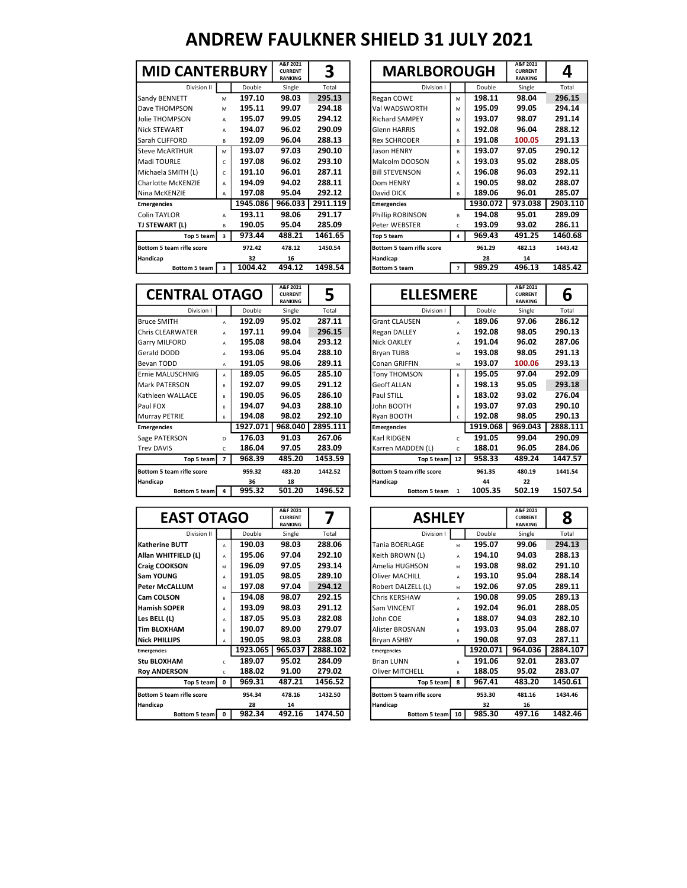# ANDREW FAULKNER SHIELD 31 JULY 2021

| MID CANTERBURY | | A&F 2021 CURRENT RANKING | 3 |
|---|---|---|---|---|
| Division II | | Double | Single | Total |
| Sandy BENNETT | M | 197.10 | 98.03 | 295.13 |
| Dave THOMPSON | M | 195.11 | 99.07 | 294.18 |
| Jolie THOMPSON | A | 195.07 | 99.05 | 294.12 |
| Nick STEWART | A | 194.07 | 96.02 | 290.09 |
| Sarah CLIFFORD | B | 192.09 | 96.04 | 288.13 |
| Steve McARTHUR | M | 193.07 | 97.03 | 290.10 |
| Madi TOURLE | C | 197.08 | 96.02 | 293.10 |
| Michaela SMITH (L) | C | 191.10 | 96.01 | 287.11 |
| Charlotte McKENZIE | A | 194.09 | 94.02 | 288.11 |
| Nina McKENZIE | A | 197.08 | 95.04 | 292.12 |
| Emergencies | | 1945.086 | 966.033 | 2911.119 |
| Colin TAYLOR | A | 193.11 | 98.06 | 291.17 |
| TJ STEWART (L) | B | 190.05 | 95.04 | 285.09 |
| Top 5 team | 3 | 973.44 | 488.21 | 1461.65 |
| Bottom 5 team rifle score | | 972.42 | 478.12 | 1450.54 |
| Handicap | | 32 | 16 | |
| Bottom 5 team | 3 | 1004.42 | 494.12 | 1498.54 |

| MARLBOROUGH | | A&F 2021 CURRENT RANKING | 4 |
|---|---|---|---|---|
| Division I | | Double | Single | Total |
| Regan COWE | M | 198.11 | 98.04 | 296.15 |
| Val WADSWORTH | M | 195.09 | 99.05 | 294.14 |
| Richard SAMPEY | M | 193.07 | 98.07 | 291.14 |
| Glenn HARRIS | A | 192.08 | 96.04 | 288.12 |
| Rex SCHRODER | B | 191.08 | 100.05 | 291.13 |
| Jason HENRY | B | 193.07 | 97.05 | 290.12 |
| Malcolm DODSON | A | 193.03 | 95.02 | 288.05 |
| Bill STEVENSON | A | 196.08 | 96.03 | 292.11 |
| Dom HENRY | A | 190.05 | 98.02 | 288.07 |
| David DICK | B | 189.06 | 96.01 | 285.07 |
| Emergencies | | 1930.072 | 973.038 | 2903.110 |
| Phillip ROBINSON | B | 194.08 | 95.01 | 289.09 |
| Peter WEBSTER | C | 193.09 | 93.02 | 286.11 |
| Top 5 team | 4 | 969.43 | 491.25 | 1460.68 |
| Bottom 5 team rifle score | | 961.29 | 482.13 | 1443.42 |
| Handicap | | 28 | 14 | |
| Bottom 5 team | 7 | 989.29 | 496.13 | 1485.42 |

| CENTRAL OTAGO | | A&F 2021 CURRENT RANKING | 5 |
|---|---|---|---|---|
| Division I | | Double | Single | Total |
| Bruce SMITH | A | 192.09 | 95.02 | 287.11 |
| Chris CLEARWATER | A | 197.11 | 99.04 | 296.15 |
| Garry MILFORD | A | 195.08 | 98.04 | 293.12 |
| Gerald DODD | A | 193.06 | 95.04 | 288.10 |
| Bevan TODD | A | 191.05 | 98.06 | 289.11 |
| Ernie MALUSCHNIG | A | 189.05 | 96.05 | 285.10 |
| Mark PATERSON | B | 192.07 | 99.05 | 291.12 |
| Kathleen WALLACE | B | 190.05 | 96.05 | 286.10 |
| Paul FOX | B | 194.07 | 94.03 | 288.10 |
| Murray PETRIE | B | 194.08 | 98.02 | 292.10 |
| Emergencies | | 1927.071 | 968.040 | 2895.111 |
| Sage PATERSON | D | 176.03 | 91.03 | 267.06 |
| Trev DAVIS | C | 186.04 | 97.05 | 283.09 |
| Top 5 team | 7 | 968.39 | 485.20 | 1453.59 |
| Bottom 5 team rifle score | | 959.32 | 483.20 | 1442.52 |
| Handicap | | 36 | 18 | |
| Bottom 5 team | 4 | 995.32 | 501.20 | 1496.52 |

| ELLESMERE | | A&F 2021 CURRENT RANKING | 6 |
|---|---|---|---|---|
| Division I | | Double | Single | Total |
| Grant CLAUSEN | A | 189.06 | 97.06 | 286.12 |
| Regan DALLEY | A | 192.08 | 98.05 | 290.13 |
| Nick OAKLEY | A | 191.04 | 96.02 | 287.06 |
| Bryan TUBB | M | 193.08 | 98.05 | 291.13 |
| Conan GRIFFIN | M | 193.07 | 100.06 | 293.13 |
| Tony THOMSON | B | 195.05 | 97.04 | 292.09 |
| Geoff ALLAN | B | 198.13 | 95.05 | 293.18 |
| Paul STILL | B | 183.02 | 93.02 | 276.04 |
| John BOOTH | B | 193.07 | 97.03 | 290.10 |
| Ryan BOOTH | C | 192.08 | 98.05 | 290.13 |
| Emergencies | | 1919.068 | 969.043 | 2888.111 |
| Karl RIDGEN | C | 191.05 | 99.04 | 290.09 |
| Karren MADDEN (L) | C | 188.01 | 96.05 | 284.06 |
| Top 5 team | 12 | 958.33 | 489.24 | 1447.57 |
| Bottom 5 team rifle score | | 961.35 | 480.19 | 1441.54 |
| Handicap | | 44 | 22 | |
| Bottom 5 team | 1 | 1005.35 | 502.19 | 1507.54 |

| EAST OTAGO | | A&F 2021 CURRENT RANKING | 7 |
|---|---|---|---|---|
| Division II | | Double | Single | Total |
| **Katherine BUTT** | A | 190.03 | 98.03 | 288.06 |
| **Allan WHITFIELD (L)** | A | 195.06 | 97.04 | 292.10 |
| **Craig COOKSON** | M | 196.09 | 97.05 | 293.14 |
| **Sam YOUNG** | A | 191.05 | 98.05 | 289.10 |
| **Peter McCALLUM** | M | 197.08 | 97.04 | 294.12 |
| **Cam COLSON** | B | 194.08 | 98.07 | 292.15 |
| **Hamish SOPER** | A | 193.09 | 98.03 | 291.12 |
| **Les BELL (L)** | A | 187.05 | 95.03 | 282.08 |
| **Tim BLOXHAM** | B | 190.07 | 89.00 | 279.07 |
| **Nick PHILLIPS** | A | 190.05 | 98.03 | 288.08 |
| Emergencies | | 1923.065 | 965.037 | 2888.102 |
| **Stu BLOXHAM** | C | 189.07 | 95.02 | 284.09 |
| **Roy ANDERSON** | C | 188.02 | 91.00 | 279.02 |
| Top 5 team | 0 | 969.31 | 487.21 | 1456.52 |
| Bottom 5 team rifle score | | 954.34 | 478.16 | 1432.50 |
| Handicap | | 28 | 14 | |
| Bottom 5 team | 0 | 982.34 | 492.16 | 1474.50 |

| ASHLEY | | A&F 2021 CURRENT RANKING | 8 |
|---|---|---|---|---|
| Division I | | Double | Single | Total |
| Tania BOERLAGE | M | 195.07 | 99.06 | 294.13 |
| Keith BROWN (L) | A | 194.10 | 94.03 | 288.13 |
| Amelia HUGHSON | M | 193.08 | 98.02 | 291.10 |
| Oliver MACHILL | A | 193.10 | 95.04 | 288.14 |
| Robert DALZELL (L) | M | 192.06 | 97.05 | 289.11 |
| Chris KERSHAW | A | 190.08 | 99.05 | 289.13 |
| Sam VINCENT | A | 192.04 | 96.01 | 288.05 |
| John COE | B | 188.07 | 94.03 | 282.10 |
| Alister BROSNAN | B | 193.03 | 95.04 | 288.07 |
| Bryan ASHBY | B | 190.08 | 97.03 | 287.11 |
| Emergencies | | 1920.071 | 964.036 | 2884.107 |
| Brian LUNN | B | 191.06 | 92.01 | 283.07 |
| Oliver MITCHELL | B | 188.05 | 95.02 | 283.07 |
| Top 5 team | 8 | 967.41 | 483.20 | 1450.61 |
| Bottom 5 team rifle score | | 953.30 | 481.16 | 1434.46 |
| Handicap | | 32 | 16 | |
| Bottom 5 team | 10 | 985.30 | 497.16 | 1482.46 |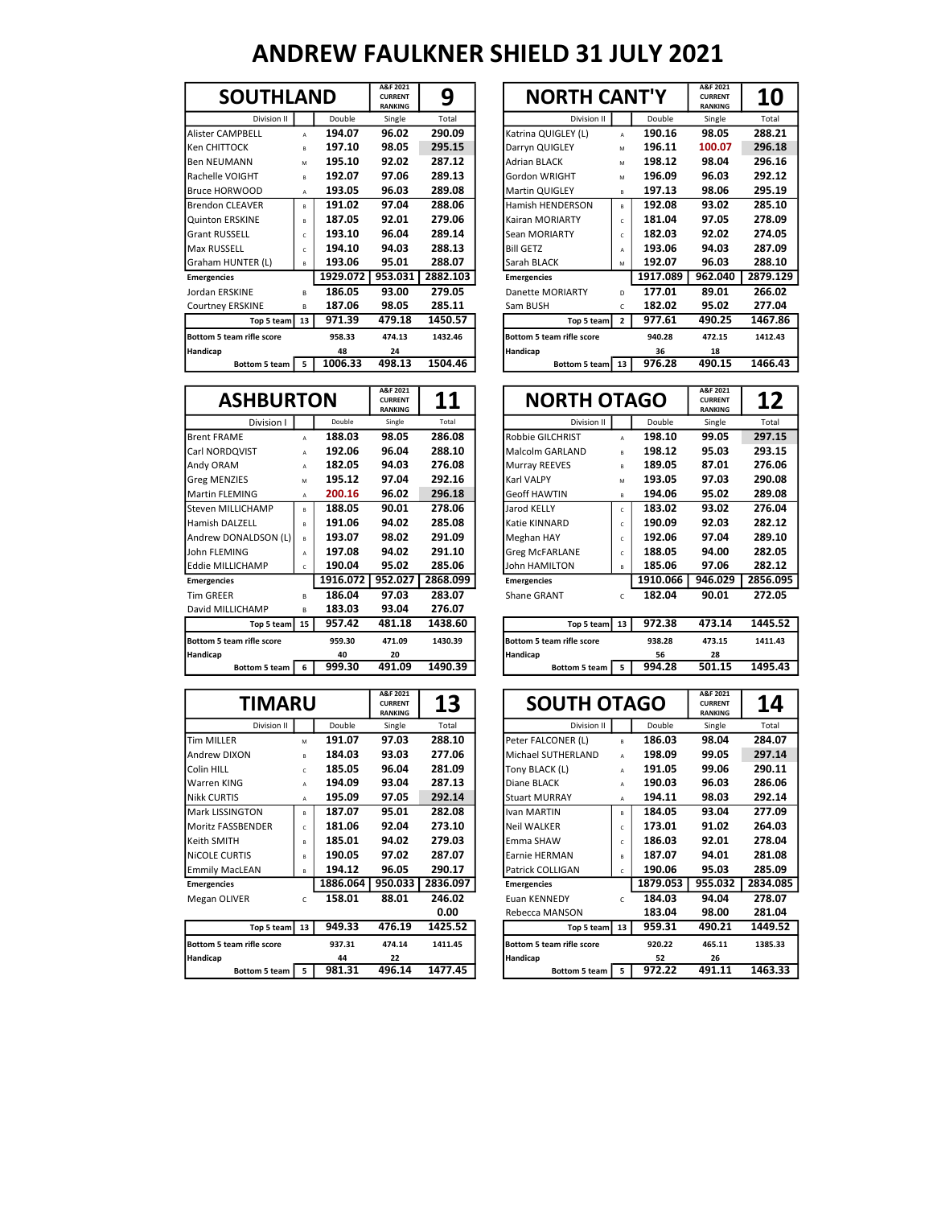# ANDREW FAULKNER SHIELD 31 JULY 2021

## SOUTHLAND — A&F 2021 CURRENT RANKING: 9

| Division II | | Double | Single | Total |
|---|---|---|---|---|
| Alister CAMPBELL | A | 194.07 | 96.02 | 290.09 |
| Ken CHITTOCK | B | 197.10 | 98.05 | 295.15 |
| Ben NEUMANN | M | 195.10 | 92.02 | 287.12 |
| Rachelle VOIGHT | B | 192.07 | 97.06 | 289.13 |
| Bruce HORWOOD | A | 193.05 | 96.03 | 289.08 |
| Brendon CLEAVER | B | 191.02 | 97.04 | 288.06 |
| Quinton ERSKINE | B | 187.05 | 92.01 | 279.06 |
| Grant RUSSELL | C | 193.10 | 96.04 | 289.14 |
| Max RUSSELL | C | 194.10 | 94.03 | 288.13 |
| Graham HUNTER (L) | B | 193.06 | 95.01 | 288.07 |
| **Emergencies** | | 1929.072 | 953.031 | 2882.103 |
| Jordan ERSKINE | B | 186.05 | 93.00 | 279.05 |
| Courtney ERSKINE | B | 187.06 | 98.05 | 285.11 |
| Top 5 team | 13 | 971.39 | 479.18 | 1450.57 |
| Bottom 5 team rifle score | | 958.33 | 474.13 | 1432.46 |
| Handicap | | 48 | 24 | |
| Bottom 5 team | 5 | 1006.33 | 498.13 | 1504.46 |

## NORTH CANT'Y — A&F 2021 CURRENT RANKING: 10

| Division II | | Double | Single | Total |
|---|---|---|---|---|
| Katrina QUIGLEY (L) | A | 190.16 | 98.05 | 288.21 |
| Darryn QUIGLEY | M | 196.11 | 100.07 | 296.18 |
| Adrian BLACK | M | 198.12 | 98.04 | 296.16 |
| Gordon WRIGHT | M | 196.09 | 96.03 | 292.12 |
| Martin QUIGLEY | B | 197.13 | 98.06 | 295.19 |
| Hamish HENDERSON | B | 192.08 | 93.02 | 285.10 |
| Kairan MORIARTY | C | 181.04 | 97.05 | 278.09 |
| Sean MORIARTY | C | 182.03 | 92.02 | 274.05 |
| Bill GETZ | A | 193.06 | 94.03 | 287.09 |
| Sarah BLACK | M | 192.07 | 96.03 | 288.10 |
| **Emergencies** | | 1917.089 | 962.040 | 2879.129 |
| Danette MORIARTY | D | 177.01 | 89.01 | 266.02 |
| Sam BUSH | C | 182.02 | 95.02 | 277.04 |
| Top 5 team | 2 | 977.61 | 490.25 | 1467.86 |
| Bottom 5 team rifle score | | 940.28 | 472.15 | 1412.43 |
| Handicap | | 36 | 18 | |
| Bottom 5 team | 13 | 976.28 | 490.15 | 1466.43 |

## ASHBURTON — A&F 2021 CURRENT RANKING: 11

| Division I | | Double | Single | Total |
|---|---|---|---|---|
| Brent FRAME | A | 188.03 | 98.05 | 286.08 |
| Carl NORDQVIST | A | 192.06 | 96.04 | 288.10 |
| Andy ORAM | A | 182.05 | 94.03 | 276.08 |
| Greg MENZIES | M | 195.12 | 97.04 | 292.16 |
| Martin FLEMING | A | 200.16 | 96.02 | 296.18 |
| Steven MILLICHAMP | B | 188.05 | 90.01 | 278.06 |
| Hamish DALZELL | B | 191.06 | 94.02 | 285.08 |
| Andrew DONALDSON (L) | B | 193.07 | 98.02 | 291.09 |
| John FLEMING | A | 197.08 | 94.02 | 291.10 |
| Eddie MILLICHAMP | C | 190.04 | 95.02 | 285.06 |
| **Emergencies** | | 1916.072 | 952.027 | 2868.099 |
| Tim GREER | B | 186.04 | 97.03 | 283.07 |
| David MILLICHAMP | B | 183.03 | 93.04 | 276.07 |
| Top 5 team | 15 | 957.42 | 481.18 | 1438.60 |
| Bottom 5 team rifle score | | 959.30 | 471.09 | 1430.39 |
| Handicap | | 40 | 20 | |
| Bottom 5 team | 6 | 999.30 | 491.09 | 1490.39 |

## NORTH OTAGO — A&F 2021 CURRENT RANKING: 12

| Division II | | Double | Single | Total |
|---|---|---|---|---|
| Robbie GILCHRIST | A | 198.10 | 99.05 | 297.15 |
| Malcolm GARLAND | B | 198.12 | 95.03 | 293.15 |
| Murray REEVES | B | 189.05 | 87.01 | 276.06 |
| Karl VALPY | M | 193.05 | 97.03 | 290.08 |
| Geoff HAWTIN | B | 194.06 | 95.02 | 289.08 |
| Jarod KELLY | C | 183.02 | 93.02 | 276.04 |
| Katie KINNARD | C | 190.09 | 92.03 | 282.12 |
| Meghan HAY | C | 192.06 | 97.04 | 289.10 |
| Greg McFARLANE | C | 188.05 | 94.00 | 282.05 |
| John HAMILTON | B | 185.06 | 97.06 | 282.12 |
| **Emergencies** | | 1910.066 | 946.029 | 2856.095 |
| Shane GRANT | C | 182.04 | 90.01 | 272.05 |
| Top 5 team | 13 | 972.38 | 473.14 | 1445.52 |
| Bottom 5 team rifle score | | 938.28 | 473.15 | 1411.43 |
| Handicap | | 56 | 28 | |
| Bottom 5 team | 5 | 994.28 | 501.15 | 1495.43 |

## TIMARU — A&F 2021 CURRENT RANKING: 13

| Division II | | Double | Single | Total |
|---|---|---|---|---|
| Tim MILLER | M | 191.07 | 97.03 | 288.10 |
| Andrew DIXON | B | 184.03 | 93.03 | 277.06 |
| Colin HILL | C | 185.05 | 96.04 | 281.09 |
| Warren KING | A | 194.09 | 93.04 | 287.13 |
| Nikk CURTIS | A | 195.09 | 97.05 | 292.14 |
| Mark LISSINGTON | B | 187.07 | 95.01 | 282.08 |
| Moritz FASSBENDER | C | 181.06 | 92.04 | 273.10 |
| Keith SMITH | B | 185.01 | 94.02 | 279.03 |
| NiCOLE CURTIS | B | 190.05 | 97.02 | 287.07 |
| Emmily MacLEAN | B | 194.12 | 96.05 | 290.17 |
| **Emergencies** | | 1886.064 | 950.033 | 2836.097 |
| Megan OLIVER | C | 158.01 | 88.01 | 246.02 |
| | | | | 0.00 |
| Top 5 team | 13 | 949.33 | 476.19 | 1425.52 |
| Bottom 5 team rifle score | | 937.31 | 474.14 | 1411.45 |
| Handicap | | 44 | 22 | |
| Bottom 5 team | 5 | 981.31 | 496.14 | 1477.45 |

## SOUTH OTAGO — A&F 2021 CURRENT RANKING: 14

| Division II | | Double | Single | Total |
|---|---|---|---|---|
| Peter FALCONER (L) | B | 186.03 | 98.04 | 284.07 |
| Michael SUTHERLAND | A | 198.09 | 99.05 | 297.14 |
| Tony BLACK (L) | A | 191.05 | 99.06 | 290.11 |
| Diane BLACK | A | 190.03 | 96.03 | 286.06 |
| Stuart MURRAY | A | 194.11 | 98.03 | 292.14 |
| Ivan MARTIN | B | 184.05 | 93.04 | 277.09 |
| Neil WALKER | C | 173.01 | 91.02 | 264.03 |
| Emma SHAW | C | 186.03 | 92.01 | 278.04 |
| Earnie HERMAN | B | 187.07 | 94.01 | 281.08 |
| Patrick COLLIGAN | C | 190.06 | 95.03 | 285.09 |
| **Emergencies** | | 1879.053 | 955.032 | 2834.085 |
| Euan KENNEDY | C | 184.03 | 94.04 | 278.07 |
| Rebecca MANSON | | 183.04 | 98.00 | 281.04 |
| Top 5 team | 13 | 959.31 | 490.21 | 1449.52 |
| Bottom 5 team rifle score | | 920.22 | 465.11 | 1385.33 |
| Handicap | | 52 | 26 | |
| Bottom 5 team | 5 | 972.22 | 491.11 | 1463.33 |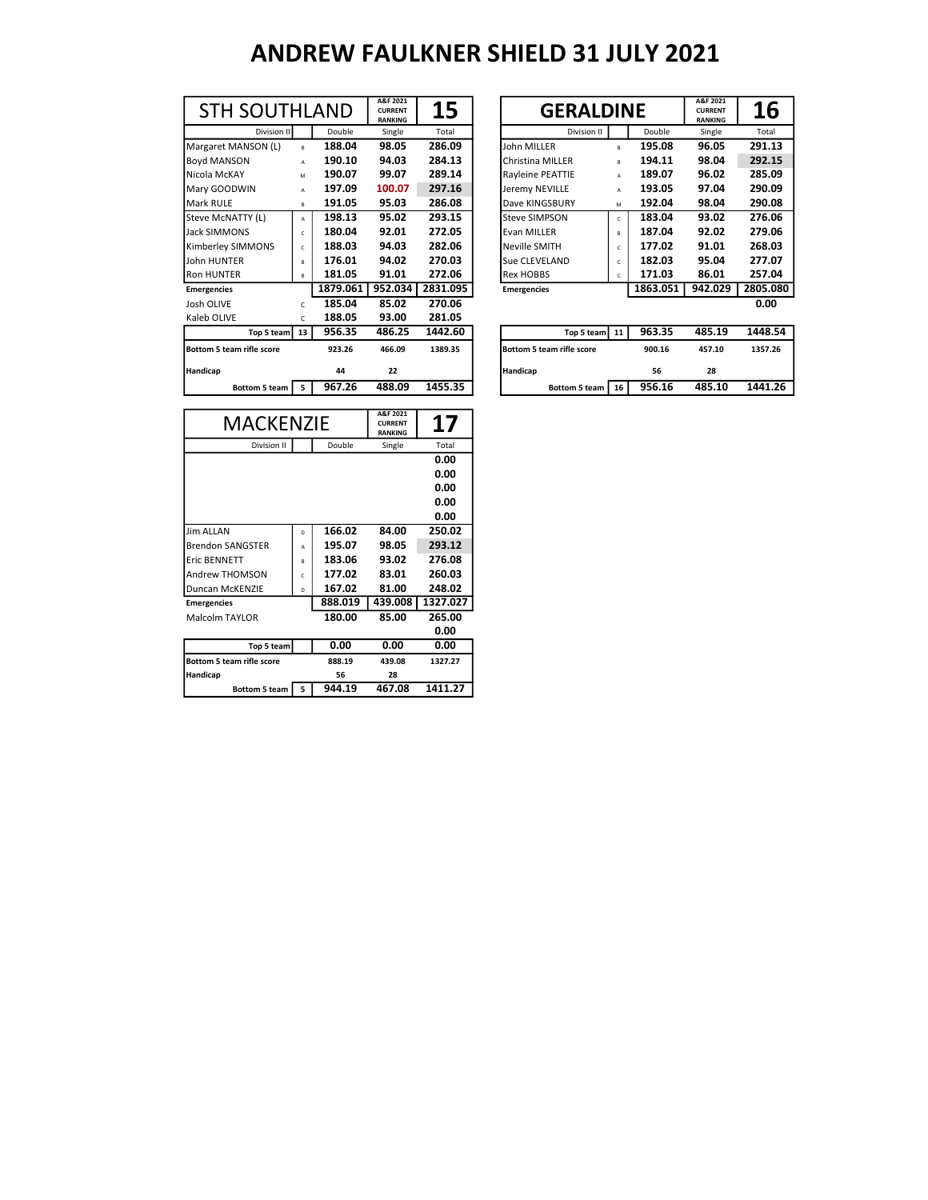# ANDREW FAULKNER SHIELD 31 JULY 2021

| STH SOUTHLAND | | | A&F 2021 CURRENT RANKING | 15 |
|---|---|---|---|---|
| Division II | | Double | Single | Total |
| Margaret MANSON (L) | B | 188.04 | 98.05 | 286.09 |
| Boyd MANSON | A | 190.10 | 94.03 | 284.13 |
| Nicola McKAY | M | 190.07 | 99.07 | 289.14 |
| Mary GOODWIN | A | 197.09 | 100.07 | 297.16 |
| Mark RULE | B | 191.05 | 95.03 | 286.08 |
| Steve McNATTY (L) | A | 198.13 | 95.02 | 293.15 |
| Jack SIMMONS | C | 180.04 | 92.01 | 272.05 |
| Kimberley SIMMONS | C | 188.03 | 94.03 | 282.06 |
| John HUNTER | B | 176.01 | 94.02 | 270.03 |
| Ron HUNTER | B | 181.05 | 91.01 | 272.06 |
| Emergencies | | 1879.061 | 952.034 | 2831.095 |
| Josh OLIVE | C | 185.04 | 85.02 | 270.06 |
| Kaleb OLIVE | C | 188.05 | 93.00 | 281.05 |
| Top 5 team | 13 | 956.35 | 486.25 | 1442.60 |
| Bottom 5 team rifle score | | 923.26 | 466.09 | 1389.35 |
| Handicap | | 44 | 22 | |
| Bottom 5 team | 5 | 967.26 | 488.09 | 1455.35 |

| GERALDINE | | | A&F 2021 CURRENT RANKING | 16 |
|---|---|---|---|---|
| Division II | | Double | Single | Total |
| John MILLER | B | 195.08 | 96.05 | 291.13 |
| Christina MILLER | B | 194.11 | 98.04 | 292.15 |
| Rayleine PEATTIE | A | 189.07 | 96.02 | 285.09 |
| Jeremy NEVILLE | A | 193.05 | 97.04 | 290.09 |
| Dave KINGSBURY | M | 192.04 | 98.04 | 290.08 |
| Steve SIMPSON | C | 183.04 | 93.02 | 276.06 |
| Evan MILLER | B | 187.04 | 92.02 | 279.06 |
| Neville SMITH | C | 177.02 | 91.01 | 268.03 |
| Sue CLEVELAND | C | 182.03 | 95.04 | 277.07 |
| Rex HOBBS | C | 171.03 | 86.01 | 257.04 |
| Emergencies | | 1863.051 | 942.029 | 2805.080 |
| | | | | 0.00 |
| Top 5 team | 11 | 963.35 | 485.19 | 1448.54 |
| Bottom 5 team rifle score | | 900.16 | 457.10 | 1357.26 |
| Handicap | | 56 | 28 | |
| Bottom 5 team | 16 | 956.16 | 485.10 | 1441.26 |

| MACKENZIE | | | A&F 2021 CURRENT RANKING | 17 |
|---|---|---|---|---|
| Division II | | Double | Single | Total |
| | | | | 0.00 |
| | | | | 0.00 |
| | | | | 0.00 |
| | | | | 0.00 |
| | | | | 0.00 |
| Jim ALLAN | D | 166.02 | 84.00 | 250.02 |
| Brendon SANGSTER | A | 195.07 | 98.05 | 293.12 |
| Eric BENNETT | B | 183.06 | 93.02 | 276.08 |
| Andrew THOMSON | C | 177.02 | 83.01 | 260.03 |
| Duncan McKENZIE | D | 167.02 | 81.00 | 248.02 |
| Emergencies | | 888.019 | 439.008 | 1327.027 |
| Malcolm TAYLOR | | 180.00 | 85.00 | 265.00 |
| | | | | 0.00 |
| Top 5 team | | 0.00 | 0.00 | 0.00 |
| Bottom 5 team rifle score | | 888.19 | 439.08 | 1327.27 |
| Handicap | | 56 | 28 | |
| Bottom 5 team | 5 | 944.19 | 467.08 | 1411.27 |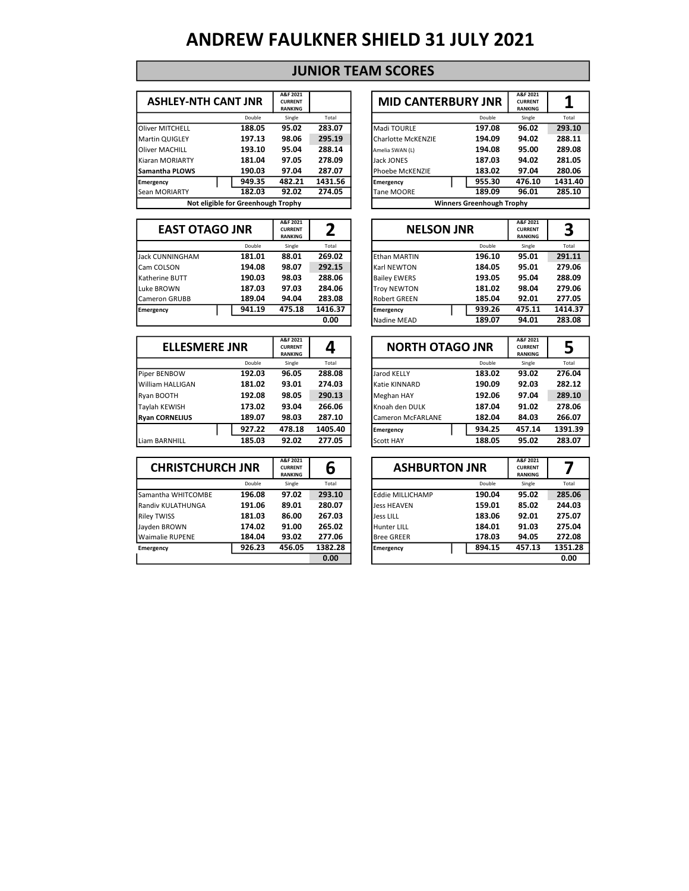# ANDREW FAULKNER SHIELD 31 JULY 2021

## JUNIOR TEAM SCORES

### ASHLEY-NTH CANT JNR

A&F 2021 CURRENT RANKING:

| | Double | Single | Total |
|---|---|---|---|
| Oliver MITCHELL | 188.05 | 95.02 | 283.07 |
| Martin QUIGLEY | 197.13 | 98.06 | 295.19 |
| Oliver MACHILL | 193.10 | 95.04 | 288.14 |
| Kiaran MORIARTY | 181.04 | 97.05 | 278.09 |
| **Samantha PLOWS** | 190.03 | 97.04 | 287.07 |
| Emergency | 949.35 | 482.21 | 1431.56 |
| Sean MORIARTY | 182.03 | 92.02 | 274.05 |

Not eligible for Greenhough Trophy

### MID CANTERBURY JNR

A&F 2021 CURRENT RANKING: 1

| | Double | Single | Total |
|---|---|---|---|
| Madi TOURLE | 197.08 | 96.02 | 293.10 |
| Charlotte McKENZIE | 194.09 | 94.02 | 288.11 |
| Amelia SWAN (L) | 194.08 | 95.00 | 289.08 |
| Jack JONES | 187.03 | 94.02 | 281.05 |
| Phoebe McKENZIE | 183.02 | 97.04 | 280.06 |
| Emergency | 955.30 | 476.10 | 1431.40 |
| Tane MOORE | 189.09 | 96.01 | 285.10 |

Winners Greenhough Trophy

### EAST OTAGO JNR

A&F 2021 CURRENT RANKING: 2

| | Double | Single | Total |
|---|---|---|---|
| Jack CUNNINGHAM | 181.01 | 88.01 | 269.02 |
| Cam COLSON | 194.08 | 98.07 | 292.15 |
| Katherine BUTT | 190.03 | 98.03 | 288.06 |
| Luke BROWN | 187.03 | 97.03 | 284.06 |
| Cameron GRUBB | 189.04 | 94.04 | 283.08 |
| Emergency | 941.19 | 475.18 | 1416.37 |
| | | | 0.00 |

### NELSON JNR

A&F 2021 CURRENT RANKING: 3

| | Double | Single | Total |
|---|---|---|---|
| Ethan MARTIN | 196.10 | 95.01 | 291.11 |
| Karl NEWTON | 184.05 | 95.01 | 279.06 |
| Bailey EWERS | 193.05 | 95.04 | 288.09 |
| Troy NEWTON | 181.02 | 98.04 | 279.06 |
| Robert GREEN | 185.04 | 92.01 | 277.05 |
| Emergency | 939.26 | 475.11 | 1414.37 |
| Nadine MEAD | 189.07 | 94.01 | 283.08 |

### ELLESMERE JNR

A&F 2021 CURRENT RANKING: 4

| | Double | Single | Total |
|---|---|---|---|
| Piper BENBOW | 192.03 | 96.05 | 288.08 |
| William HALLIGAN | 181.02 | 93.01 | 274.03 |
| Ryan BOOTH | 192.08 | 98.05 | 290.13 |
| Taylah KEWISH | 173.02 | 93.04 | 266.06 |
| **Ryan CORNELIUS** | 189.07 | 98.03 | 287.10 |
| | 927.22 | 478.18 | 1405.40 |
| Liam BARNHILL | 185.03 | 92.02 | 277.05 |

### NORTH OTAGO JNR

A&F 2021 CURRENT RANKING: 5

| | Double | Single | Total |
|---|---|---|---|
| Jarod KELLY | 183.02 | 93.02 | 276.04 |
| Katie KINNARD | 190.09 | 92.03 | 282.12 |
| Meghan HAY | 192.06 | 97.04 | 289.10 |
| Knoah den DULK | 187.04 | 91.02 | 278.06 |
| Cameron McFARLANE | 182.04 | 84.03 | 266.07 |
| Emergency | 934.25 | 457.14 | 1391.39 |
| Scott HAY | 188.05 | 95.02 | 283.07 |

### CHRISTCHURCH JNR

A&F 2021 CURRENT RANKING: 6

| | Double | Single | Total |
|---|---|---|---|
| Samantha WHITCOMBE | 196.08 | 97.02 | 293.10 |
| Randiv KULATHUNGA | 191.06 | 89.01 | 280.07 |
| Riley TWISS | 181.03 | 86.00 | 267.03 |
| Jayden BROWN | 174.02 | 91.00 | 265.02 |
| Waimalie RUPENE | 184.04 | 93.02 | 277.06 |
| Emergency | 926.23 | 456.05 | 1382.28 |
| | | | 0.00 |

### ASHBURTON JNR

A&F 2021 CURRENT RANKING: 7

| | Double | Single | Total |
|---|---|---|---|
| Eddie MILLICHAMP | 190.04 | 95.02 | 285.06 |
| Jess HEAVEN | 159.01 | 85.02 | 244.03 |
| Jess LILL | 183.06 | 92.01 | 275.07 |
| Hunter LILL | 184.01 | 91.03 | 275.04 |
| Bree GREER | 178.03 | 94.05 | 272.08 |
| Emergency | 894.15 | 457.13 | 1351.28 |
| | | | 0.00 |